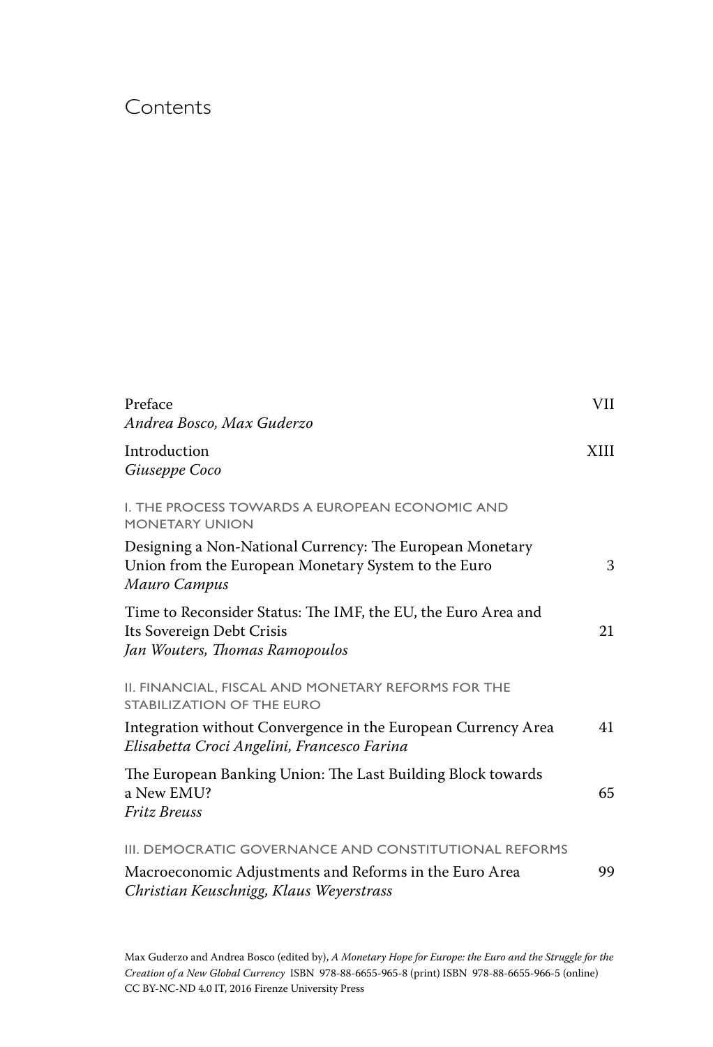# Contents

| | |
|---|---|
| Preface<br>*Andrea Bosco, Max Guderzo* | VII |
| Introduction<br>*Giuseppe Coco* | XIII |
| I. THE PROCESS TOWARDS A EUROPEAN ECONOMIC AND MONETARY UNION | |
| Designing a Non-National Currency: The European Monetary Union from the European Monetary System to the Euro<br>*Mauro Campus* | 3 |
| Time to Reconsider Status: The IMF, the EU, the Euro Area and Its Sovereign Debt Crisis<br>*Jan Wouters, Thomas Ramopoulos* | 21 |
| II. FINANCIAL, FISCAL AND MONETARY REFORMS FOR THE STABILIZATION OF THE EURO | |
| Integration without Convergence in the European Currency Area<br>*Elisabetta Croci Angelini, Francesco Farina* | 41 |
| The European Banking Union: The Last Building Block towards a New EMU?<br>*Fritz Breuss* | 65 |
| III. DEMOCRATIC GOVERNANCE AND CONSTITUTIONAL REFORMS | |
| Macroeconomic Adjustments and Reforms in the Euro Area<br>*Christian Keuschnigg, Klaus Weyerstrass* | 99 |

Max Guderzo and Andrea Bosco (edited by), *A Monetary Hope for Europe: the Euro and the Struggle for the Creation of a New Global Currency* ISBN 978-88-6655-965-8 (print) ISBN 978-88-6655-966-5 (online) CC BY-NC-ND 4.0 IT, 2016 Firenze University Press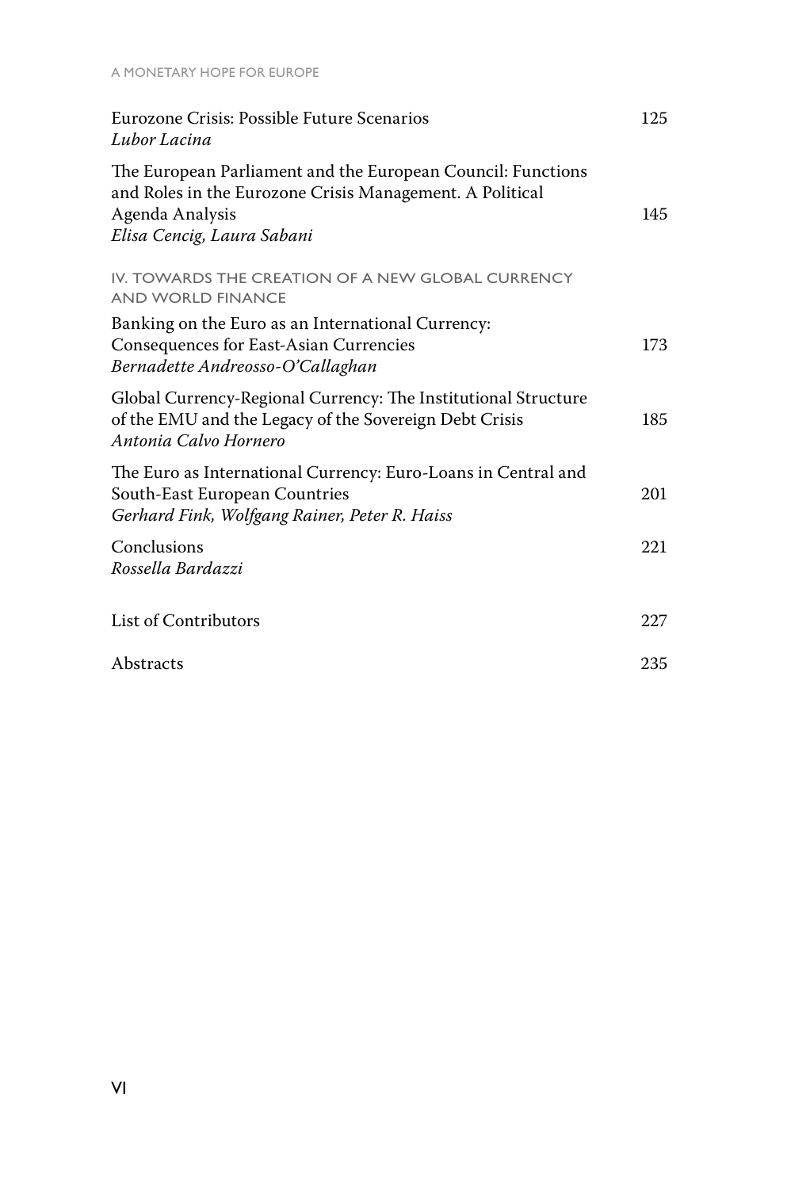Eurozone Crisis: Possible Future Scenarios 125
*Lubor Lacina*

The European Parliament and the European Council: Functions and Roles in the Eurozone Crisis Management. A Political Agenda Analysis 145
*Elisa Cencig, Laura Sabani*

## IV. TOWARDS THE CREATION OF A NEW GLOBAL CURRENCY AND WORLD FINANCE

Banking on the Euro as an International Currency: Consequences for East-Asian Currencies 173
*Bernadette Andreosso-O'Callaghan*

Global Currency-Regional Currency: The Institutional Structure of the EMU and the Legacy of the Sovereign Debt Crisis 185
*Antonia Calvo Hornero*

The Euro as International Currency: Euro-Loans in Central and South-East European Countries 201
*Gerhard Fink, Wolfgang Rainer, Peter R. Haiss*

Conclusions 221
*Rossella Bardazzi*

List of Contributors 227

Abstracts 235